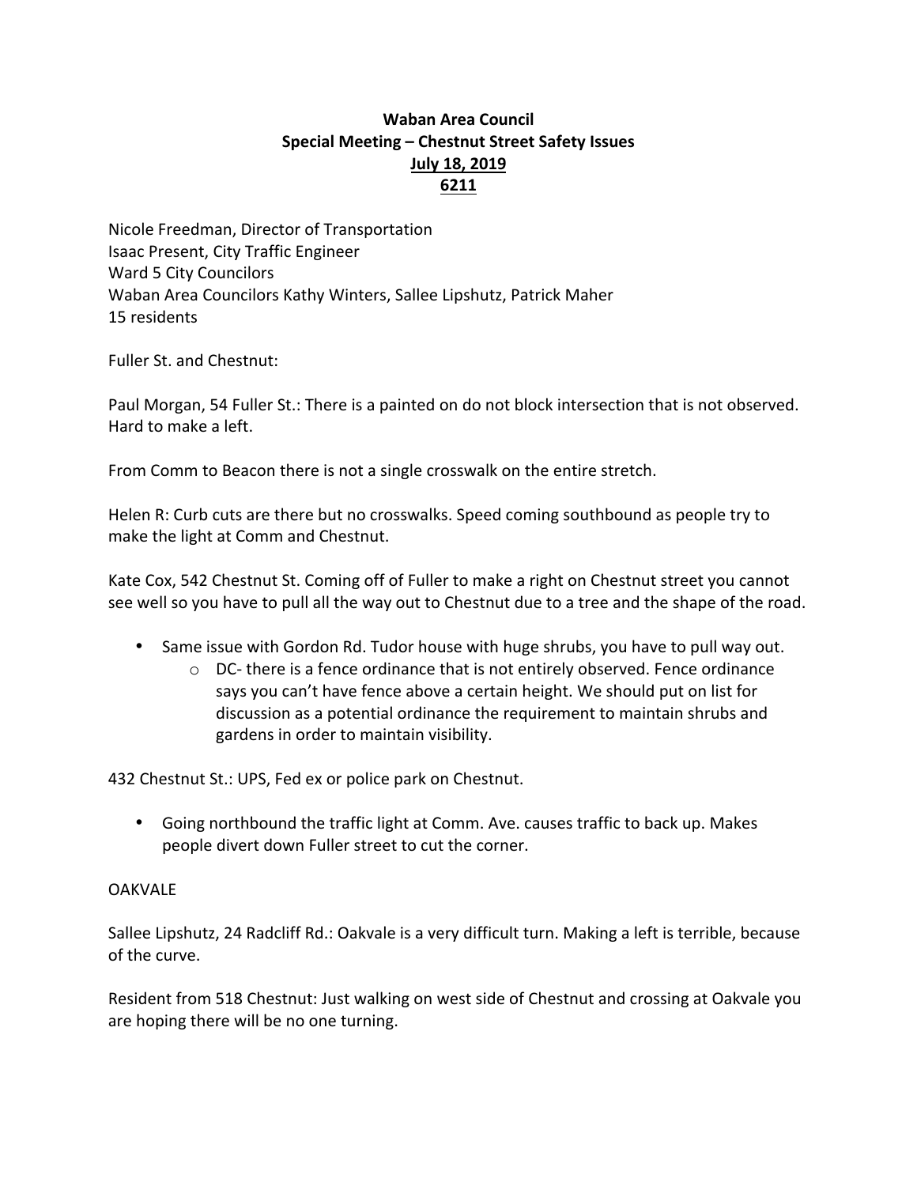**Waban Area Council**
**Special Meeting – Chestnut Street Safety Issues**
**July 18, 2019**
**6211**

Nicole Freedman, Director of Transportation
Isaac Present, City Traffic Engineer
Ward 5 City Councilors
Waban Area Councilors Kathy Winters, Sallee Lipshutz, Patrick Maher
15 residents

Fuller St. and Chestnut:

Paul Morgan, 54 Fuller St.: There is a painted on do not block intersection that is not observed. Hard to make a left.

From Comm to Beacon there is not a single crosswalk on the entire stretch.

Helen R: Curb cuts are there but no crosswalks. Speed coming southbound as people try to make the light at Comm and Chestnut.

Kate Cox, 542 Chestnut St. Coming off of Fuller to make a right on Chestnut street you cannot see well so you have to pull all the way out to Chestnut due to a tree and the shape of the road.

- Same issue with Gordon Rd. Tudor house with huge shrubs, you have to pull way out.
  - DC- there is a fence ordinance that is not entirely observed. Fence ordinance says you can't have fence above a certain height. We should put on list for discussion as a potential ordinance the requirement to maintain shrubs and gardens in order to maintain visibility.

432 Chestnut St.: UPS, Fed ex or police park on Chestnut.

- Going northbound the traffic light at Comm. Ave. causes traffic to back up. Makes people divert down Fuller street to cut the corner.

OAKVALE

Sallee Lipshutz, 24 Radcliff Rd.: Oakvale is a very difficult turn. Making a left is terrible, because of the curve.

Resident from 518 Chestnut: Just walking on west side of Chestnut and crossing at Oakvale you are hoping there will be no one turning.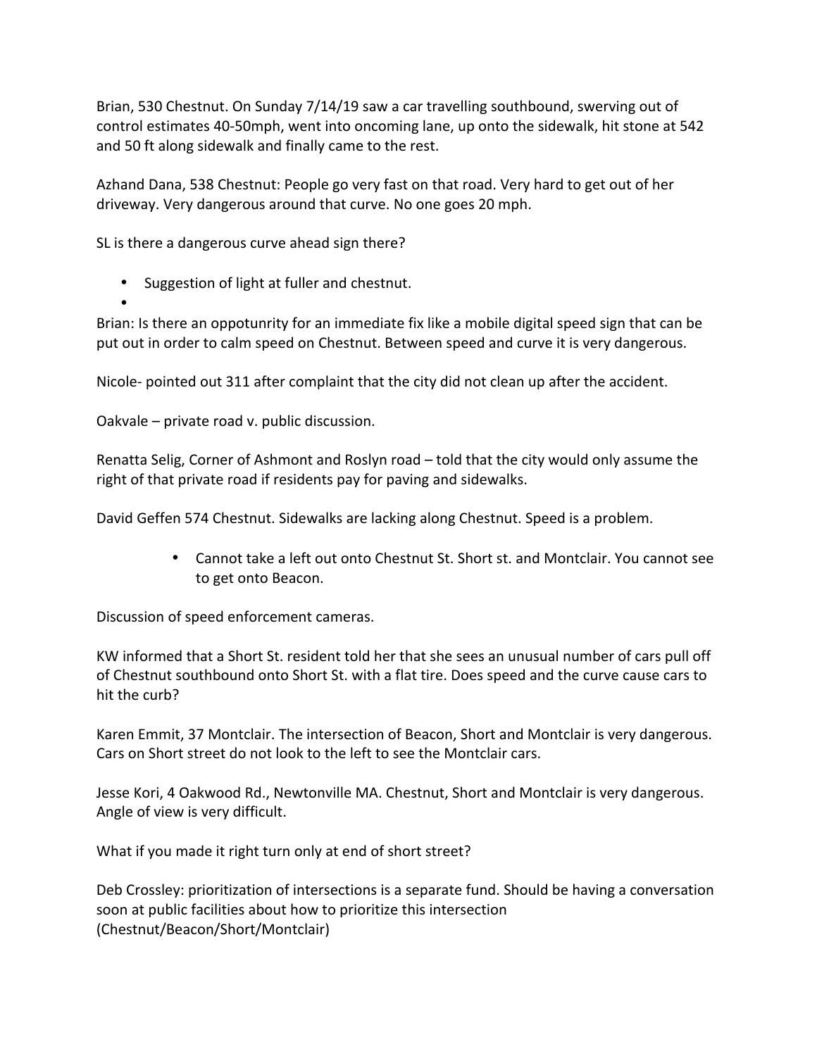Brian, 530 Chestnut. On Sunday 7/14/19 saw a car travelling southbound, swerving out of control estimates 40-50mph, went into oncoming lane, up onto the sidewalk, hit stone at 542 and 50 ft along sidewalk and finally came to the rest.

Azhand Dana, 538 Chestnut: People go very fast on that road. Very hard to get out of her driveway. Very dangerous around that curve. No one goes 20 mph.

SL is there a dangerous curve ahead sign there?

- Suggestion of light at fuller and chestnut.
-

Brian: Is there an oppotunrity for an immediate fix like a mobile digital speed sign that can be put out in order to calm speed on Chestnut. Between speed and curve it is very dangerous.

Nicole- pointed out 311 after complaint that the city did not clean up after the accident.

Oakvale – private road v. public discussion.

Renatta Selig, Corner of Ashmont and Roslyn road – told that the city would only assume the right of that private road if residents pay for paving and sidewalks.

David Geffen 574 Chestnut. Sidewalks are lacking along Chestnut. Speed is a problem.

- Cannot take a left out onto Chestnut St. Short st. and Montclair. You cannot see to get onto Beacon.

Discussion of speed enforcement cameras.

KW informed that a Short St. resident told her that she sees an unusual number of cars pull off of Chestnut southbound onto Short St. with a flat tire. Does speed and the curve cause cars to hit the curb?

Karen Emmit, 37 Montclair. The intersection of Beacon, Short and Montclair is very dangerous. Cars on Short street do not look to the left to see the Montclair cars.

Jesse Kori, 4 Oakwood Rd., Newtonville MA. Chestnut, Short and Montclair is very dangerous. Angle of view is very difficult.

What if you made it right turn only at end of short street?

Deb Crossley: prioritization of intersections is a separate fund. Should be having a conversation soon at public facilities about how to prioritize this intersection (Chestnut/Beacon/Short/Montclair)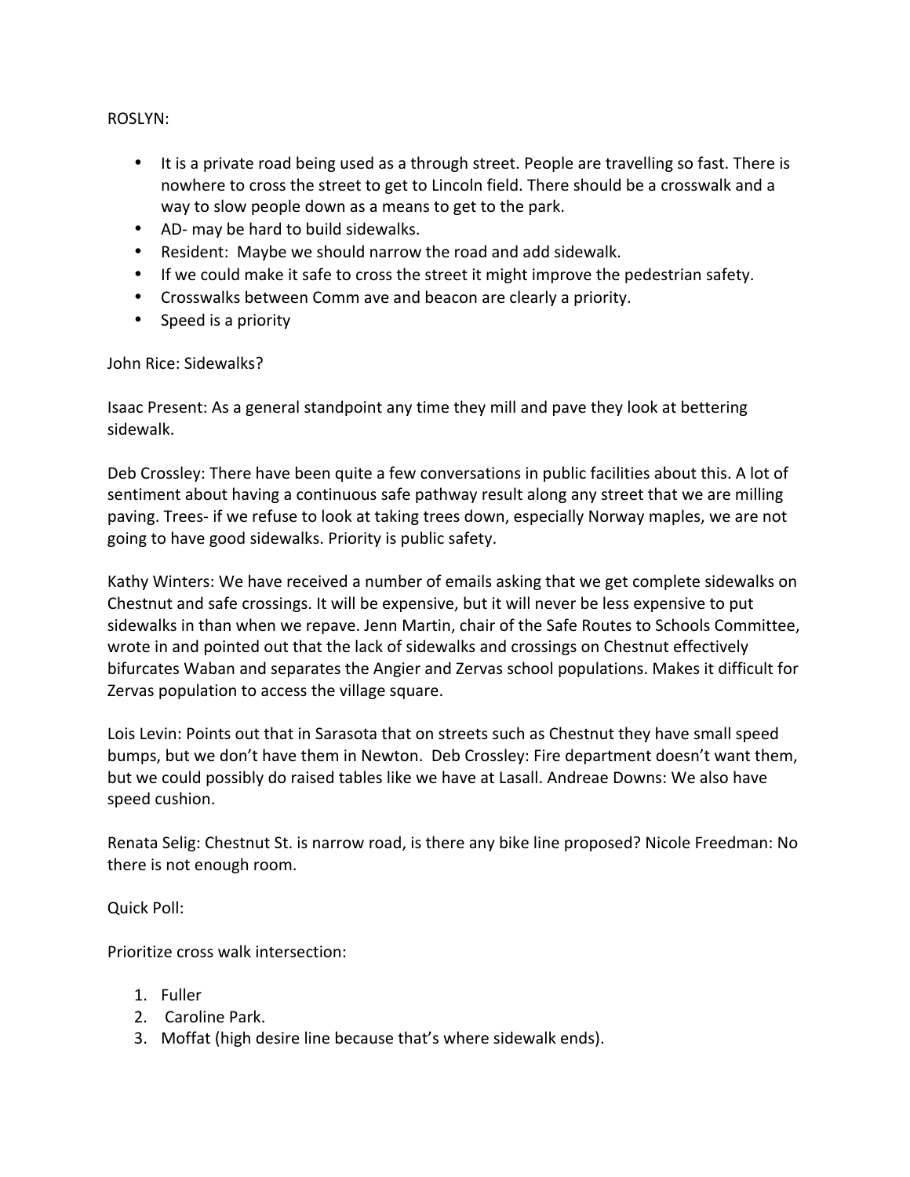ROSLYN:

- It is a private road being used as a through street. People are travelling so fast. There is nowhere to cross the street to get to Lincoln field. There should be a crosswalk and a way to slow people down as a means to get to the park.
- AD- may be hard to build sidewalks.
- Resident: Maybe we should narrow the road and add sidewalk.
- If we could make it safe to cross the street it might improve the pedestrian safety.
- Crosswalks between Comm ave and beacon are clearly a priority.
- Speed is a priority

John Rice: Sidewalks?

Isaac Present: As a general standpoint any time they mill and pave they look at bettering sidewalk.

Deb Crossley: There have been quite a few conversations in public facilities about this. A lot of sentiment about having a continuous safe pathway result along any street that we are milling paving. Trees- if we refuse to look at taking trees down, especially Norway maples, we are not going to have good sidewalks. Priority is public safety.

Kathy Winters: We have received a number of emails asking that we get complete sidewalks on Chestnut and safe crossings. It will be expensive, but it will never be less expensive to put sidewalks in than when we repave. Jenn Martin, chair of the Safe Routes to Schools Committee, wrote in and pointed out that the lack of sidewalks and crossings on Chestnut effectively bifurcates Waban and separates the Angier and Zervas school populations. Makes it difficult for Zervas population to access the village square.

Lois Levin: Points out that in Sarasota that on streets such as Chestnut they have small speed bumps, but we don't have them in Newton. Deb Crossley: Fire department doesn't want them, but we could possibly do raised tables like we have at Lasall. Andreae Downs: We also have speed cushion.

Renata Selig: Chestnut St. is narrow road, is there any bike line proposed? Nicole Freedman: No there is not enough room.

Quick Poll:

Prioritize cross walk intersection:

1. Fuller
2. Caroline Park.
3. Moffat (high desire line because that's where sidewalk ends).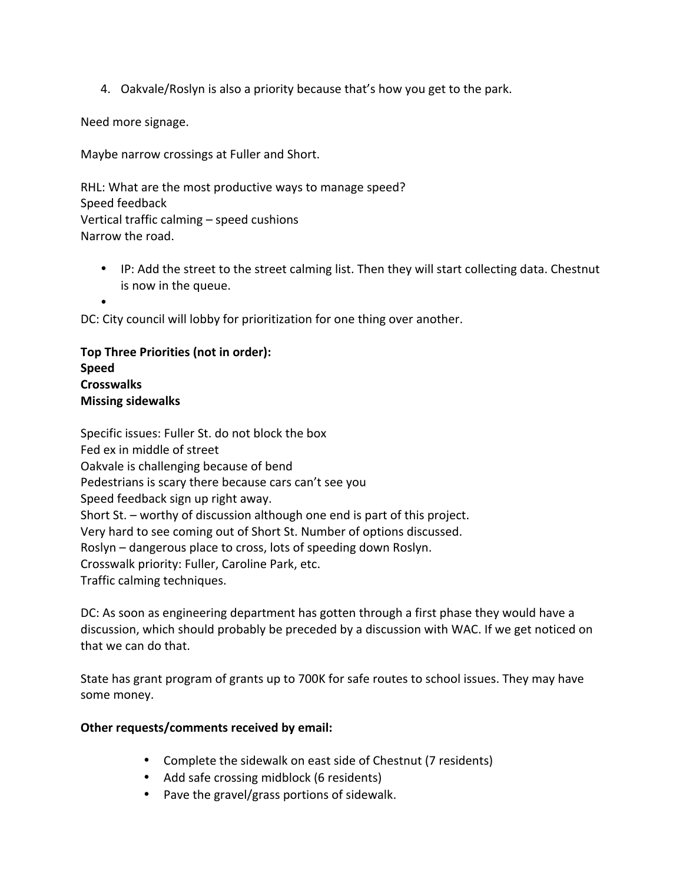4. Oakvale/Roslyn is also a priority because that's how you get to the park.

Need more signage.

Maybe narrow crossings at Fuller and Short.

RHL: What are the most productive ways to manage speed?
Speed feedback
Vertical traffic calming – speed cushions
Narrow the road.

- IP: Add the street to the street calming list. Then they will start collecting data. Chestnut is now in the queue.
- 

DC: City council will lobby for prioritization for one thing over another.

**Top Three Priorities (not in order):**
**Speed**
**Crosswalks**
**Missing sidewalks**

Specific issues: Fuller St. do not block the box
Fed ex in middle of street
Oakvale is challenging because of bend
Pedestrians is scary there because cars can't see you
Speed feedback sign up right away.
Short St. – worthy of discussion although one end is part of this project.
Very hard to see coming out of Short St. Number of options discussed.
Roslyn – dangerous place to cross, lots of speeding down Roslyn.
Crosswalk priority: Fuller, Caroline Park, etc.
Traffic calming techniques.

DC: As soon as engineering department has gotten through a first phase they would have a discussion, which should probably be preceded by a discussion with WAC. If we get noticed on that we can do that.

State has grant program of grants up to 700K for safe routes to school issues. They may have some money.

**Other requests/comments received by email:**

- Complete the sidewalk on east side of Chestnut (7 residents)
- Add safe crossing midblock (6 residents)
- Pave the gravel/grass portions of sidewalk.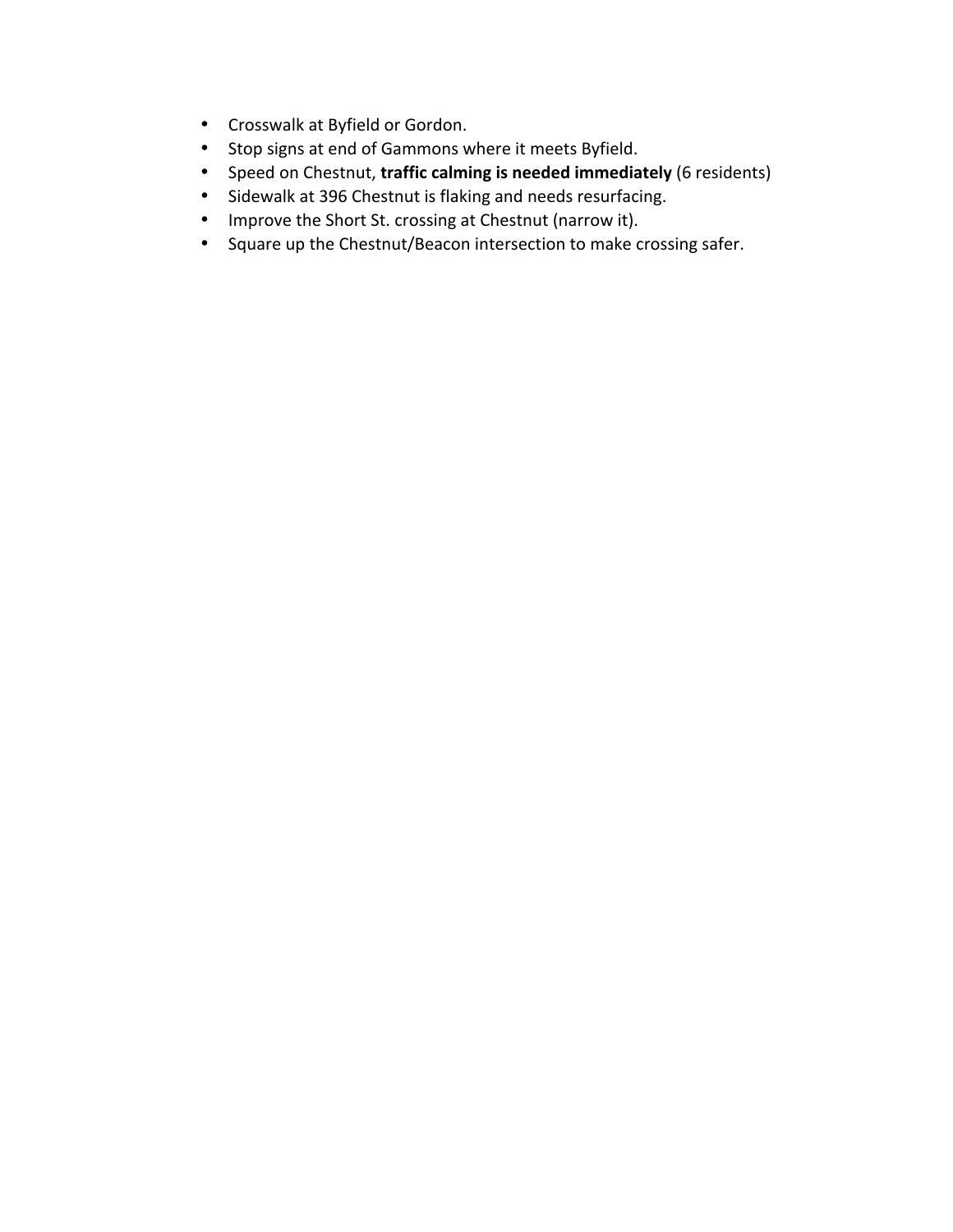- Crosswalk at Byfield or Gordon.
- Stop signs at end of Gammons where it meets Byfield.
- Speed on Chestnut, **traffic calming is needed immediately** (6 residents)
- Sidewalk at 396 Chestnut is flaking and needs resurfacing.
- Improve the Short St. crossing at Chestnut (narrow it).
- Square up the Chestnut/Beacon intersection to make crossing safer.